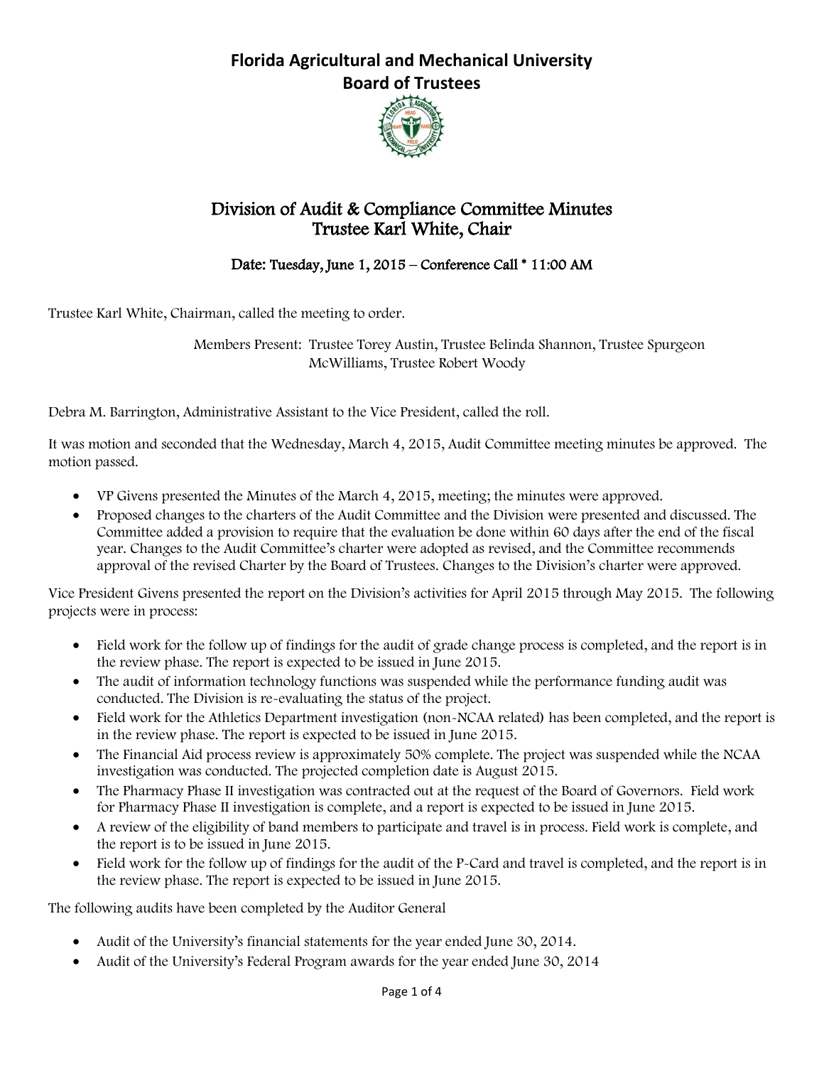# Florida Agricultural and Mechanical University
# Board of Trustees

## Division of Audit & Compliance Committee Minutes
## Trustee Karl White, Chair

### Date: Tuesday, June 1, 2015 – Conference Call * 11:00 AM

Trustee Karl White, Chairman, called the meeting to order.

Members Present: Trustee Torey Austin, Trustee Belinda Shannon, Trustee Spurgeon McWilliams, Trustee Robert Woody

Debra M. Barrington, Administrative Assistant to the Vice President, called the roll.

It was motion and seconded that the Wednesday, March 4, 2015, Audit Committee meeting minutes be approved. The motion passed.

- VP Givens presented the Minutes of the March 4, 2015, meeting; the minutes were approved.
- Proposed changes to the charters of the Audit Committee and the Division were presented and discussed. The Committee added a provision to require that the evaluation be done within 60 days after the end of the fiscal year. Changes to the Audit Committee's charter were adopted as revised, and the Committee recommends approval of the revised Charter by the Board of Trustees. Changes to the Division's charter were approved.

Vice President Givens presented the report on the Division's activities for April 2015 through May 2015. The following projects were in process:

- Field work for the follow up of findings for the audit of grade change process is completed, and the report is in the review phase. The report is expected to be issued in June 2015.
- The audit of information technology functions was suspended while the performance funding audit was conducted. The Division is re-evaluating the status of the project.
- Field work for the Athletics Department investigation (non-NCAA related) has been completed, and the report is in the review phase. The report is expected to be issued in June 2015.
- The Financial Aid process review is approximately 50% complete. The project was suspended while the NCAA investigation was conducted. The projected completion date is August 2015.
- The Pharmacy Phase II investigation was contracted out at the request of the Board of Governors. Field work for Pharmacy Phase II investigation is complete, and a report is expected to be issued in June 2015.
- A review of the eligibility of band members to participate and travel is in process. Field work is complete, and the report is to be issued in June 2015.
- Field work for the follow up of findings for the audit of the P-Card and travel is completed, and the report is in the review phase. The report is expected to be issued in June 2015.

The following audits have been completed by the Auditor General

- Audit of the University's financial statements for the year ended June 30, 2014.
- Audit of the University's Federal Program awards for the year ended June 30, 2014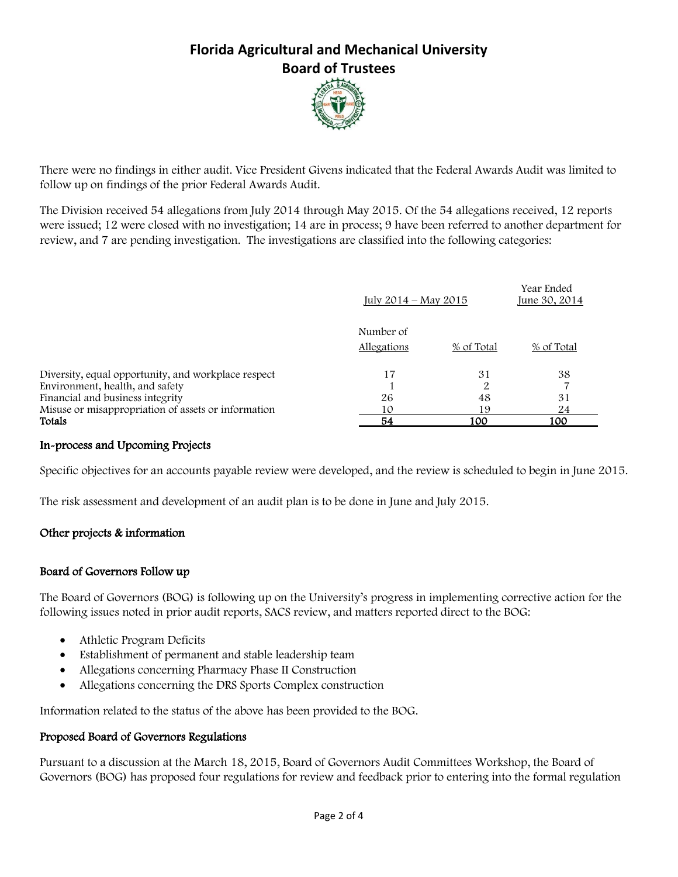There were no findings in either audit. Vice President Givens indicated that the Federal Awards Audit was limited to follow up on findings of the prior Federal Awards Audit.

The Division received 54 allegations from July 2014 through May 2015. Of the 54 allegations received, 12 reports were issued; 12 were closed with no investigation; 14 are in process; 9 have been referred to another department for review, and 7 are pending investigation. The investigations are classified into the following categories:

| | July 2014 – May 2015 | | Year Ended June 30, 2014 |
|---|---|---|---|
| | Number of Allegations | % of Total | % of Total |
| Diversity, equal opportunity, and workplace respect | 17 | 31 | 38 |
| Environment, health, and safety | 1 | 2 | 7 |
| Financial and business integrity | 26 | 48 | 31 |
| Misuse or misappropriation of assets or information | 10 | 19 | 24 |
| **Totals** | 54 | 100 | 100 |

## In-process and Upcoming Projects

Specific objectives for an accounts payable review were developed, and the review is scheduled to begin in June 2015.

The risk assessment and development of an audit plan is to be done in June and July 2015.

## Other projects & information

### Board of Governors Follow up

The Board of Governors (BOG) is following up on the University's progress in implementing corrective action for the following issues noted in prior audit reports, SACS review, and matters reported direct to the BOG:

- Athletic Program Deficits
- Establishment of permanent and stable leadership team
- Allegations concerning Pharmacy Phase II Construction
- Allegations concerning the DRS Sports Complex construction

Information related to the status of the above has been provided to the BOG.

### Proposed Board of Governors Regulations

Pursuant to a discussion at the March 18, 2015, Board of Governors Audit Committees Workshop, the Board of Governors (BOG) has proposed four regulations for review and feedback prior to entering into the formal regulation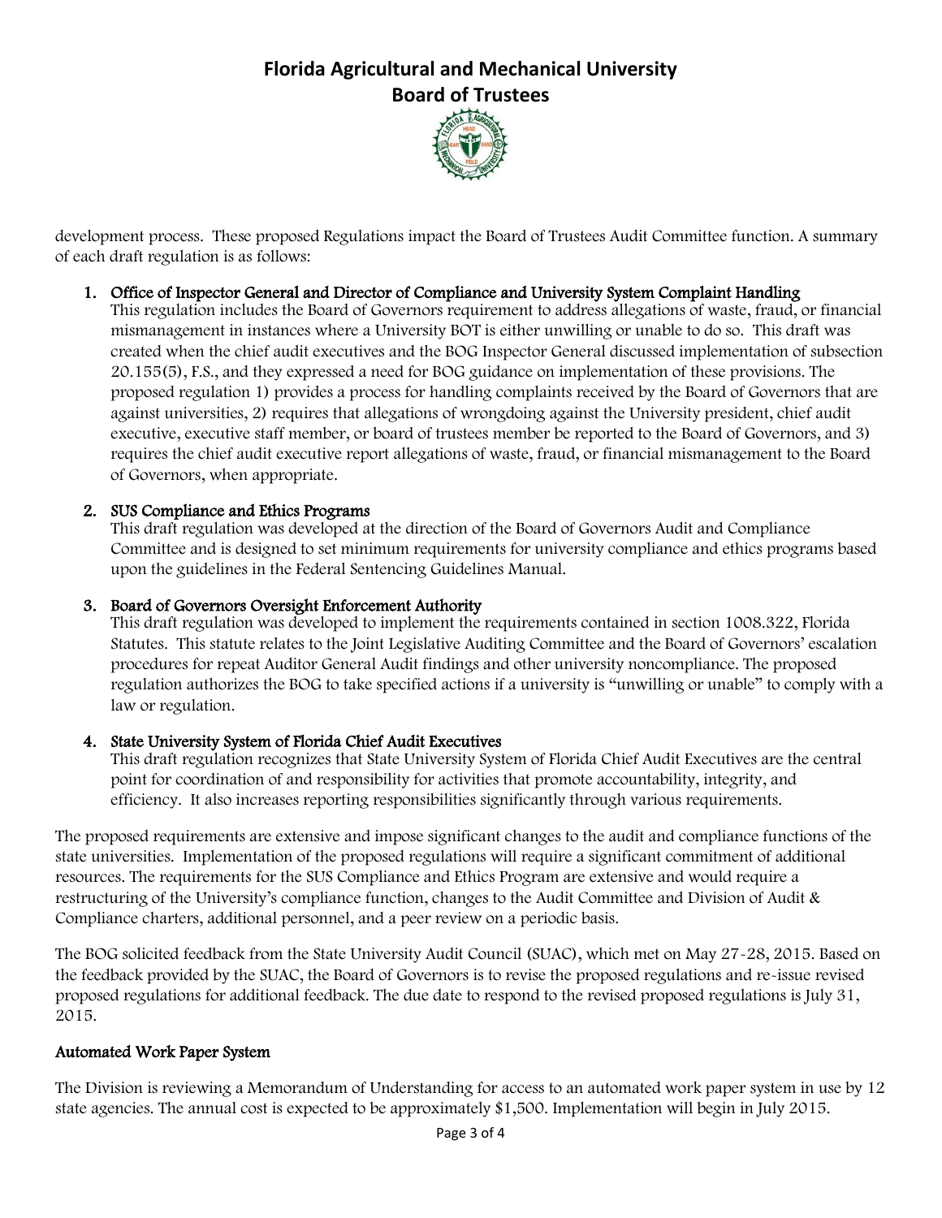development process. These proposed Regulations impact the Board of Trustees Audit Committee function. A summary of each draft regulation is as follows:

1. **Office of Inspector General and Director of Compliance and University System Complaint Handling**
   This regulation includes the Board of Governors requirement to address allegations of waste, fraud, or financial mismanagement in instances where a University BOT is either unwilling or unable to do so. This draft was created when the chief audit executives and the BOG Inspector General discussed implementation of subsection 20.155(5), F.S., and they expressed a need for BOG guidance on implementation of these provisions. The proposed regulation 1) provides a process for handling complaints received by the Board of Governors that are against universities, 2) requires that allegations of wrongdoing against the University president, chief audit executive, executive staff member, or board of trustees member be reported to the Board of Governors, and 3) requires the chief audit executive report allegations of waste, fraud, or financial mismanagement to the Board of Governors, when appropriate.

2. **SUS Compliance and Ethics Programs**
   This draft regulation was developed at the direction of the Board of Governors Audit and Compliance Committee and is designed to set minimum requirements for university compliance and ethics programs based upon the guidelines in the Federal Sentencing Guidelines Manual.

3. **Board of Governors Oversight Enforcement Authority**
   This draft regulation was developed to implement the requirements contained in section 1008.322, Florida Statutes. This statute relates to the Joint Legislative Auditing Committee and the Board of Governors' escalation procedures for repeat Auditor General Audit findings and other university noncompliance. The proposed regulation authorizes the BOG to take specified actions if a university is "unwilling or unable" to comply with a law or regulation.

4. **State University System of Florida Chief Audit Executives**
   This draft regulation recognizes that State University System of Florida Chief Audit Executives are the central point for coordination of and responsibility for activities that promote accountability, integrity, and efficiency. It also increases reporting responsibilities significantly through various requirements.

The proposed requirements are extensive and impose significant changes to the audit and compliance functions of the state universities. Implementation of the proposed regulations will require a significant commitment of additional resources. The requirements for the SUS Compliance and Ethics Program are extensive and would require a restructuring of the University's compliance function, changes to the Audit Committee and Division of Audit & Compliance charters, additional personnel, and a peer review on a periodic basis.

The BOG solicited feedback from the State University Audit Council (SUAC), which met on May 27-28, 2015. Based on the feedback provided by the SUAC, the Board of Governors is to revise the proposed regulations and re-issue revised proposed regulations for additional feedback. The due date to respond to the revised proposed regulations is July 31, 2015.

### Automated Work Paper System

The Division is reviewing a Memorandum of Understanding for access to an automated work paper system in use by 12 state agencies. The annual cost is expected to be approximately $1,500. Implementation will begin in July 2015.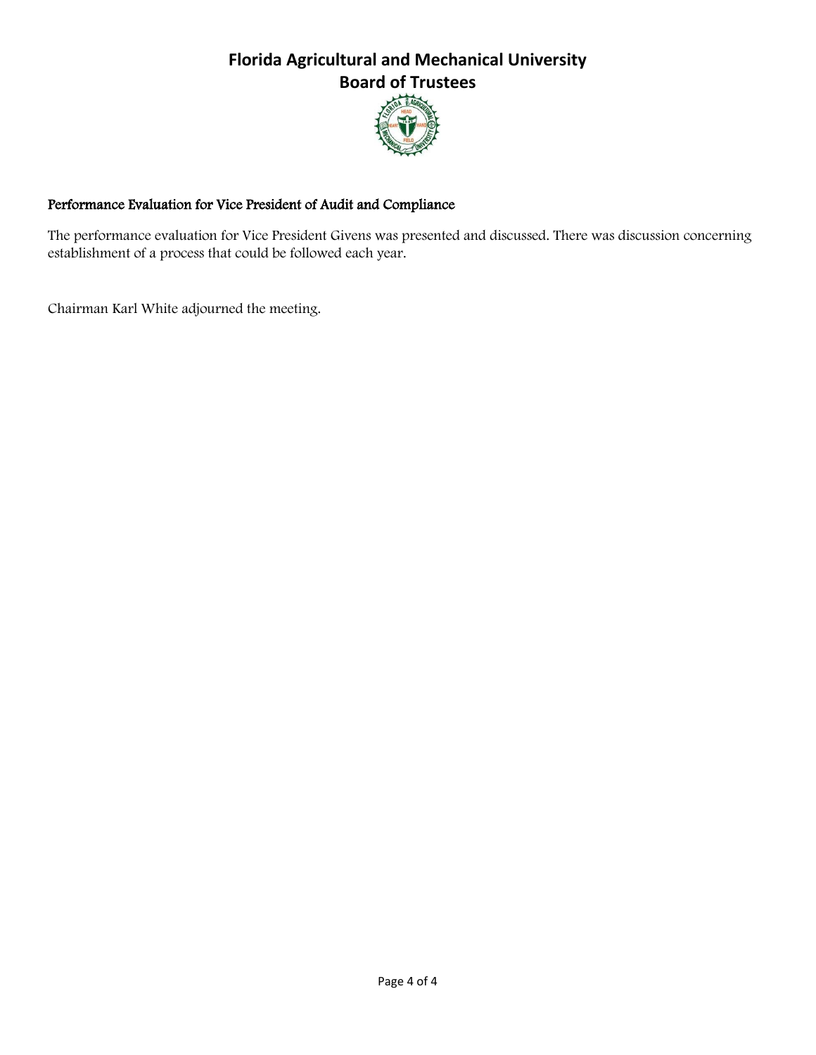Performance Evaluation for Vice President of Audit and Compliance

The performance evaluation for Vice President Givens was presented and discussed. There was discussion concerning establishment of a process that could be followed each year.

Chairman Karl White adjourned the meeting.